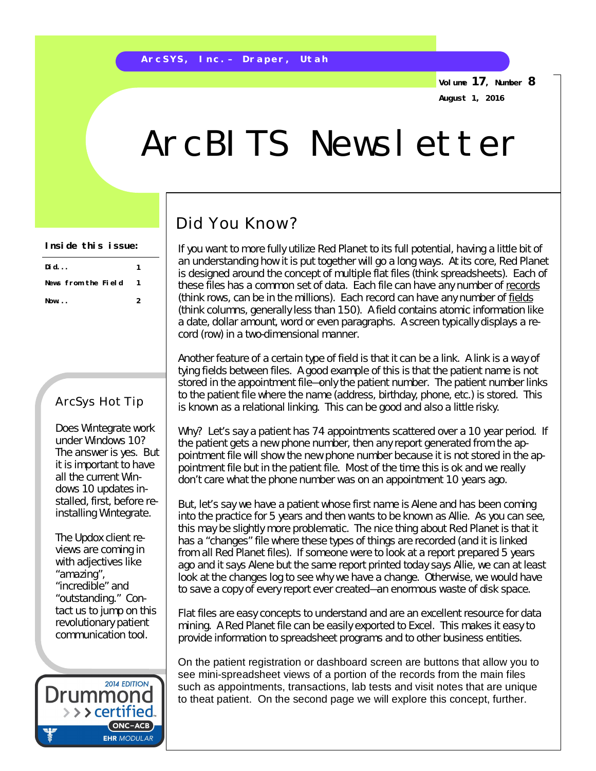ArcSYS, Inc.– Draper, Utah

Volume 17, Number 8

August 1, 2016

# ArcBITS Newsletter

**Inside this issue:**

| | |
|---|---|
| Did... | 1 |
| News from the Field | 1 |
| Now... | 2 |

## Did You Know?

If you want to more fully utilize Red Planet to its full potential, having a little bit of an understanding how it is put together will go a long ways. At its core, Red Planet is designed around the concept of multiple flat files (think spreadsheets). Each of these files has a common set of data. Each file can have any number of records (think rows, can be in the millions). Each record can have any number of fields (think columns, generally less than 150). A field contains atomic information like a date, dollar amount, word or even paragraphs. A screen typically displays a record (row) in a two-dimensional manner.

Another feature of a certain type of field is that it can be a link. A link is a way of tying fields between files. A good example of this is that the patient name is not stored in the appointment file—only the patient number. The patient number links to the patient file where the name (address, birthday, phone, etc.) is stored. This is known as a relational linking. This can be good and also a little risky.

Why? Let's say a patient has 74 appointments scattered over a 10 year period. If the patient gets a new phone number, then any report generated from the appointment file will show the new phone number because it is not stored in the appointment file but in the patient file. Most of the time this is ok and we really don't care what the phone number was on an appointment 10 years ago.

But, let's say we have a patient whose first name is Alene and has been coming into the practice for 5 years and then wants to be known as Allie. As you can see, this may be slightly more problematic. The nice thing about Red Planet is that it has a "changes" file where these types of things are recorded (and it is linked from all Red Planet files). If someone were to look at a report prepared 5 years ago and it says Alene but the same report printed today says Allie, we can at least look at the changes log to see why we have a change. Otherwise, we would have to save a copy of every report ever created—an enormous waste of disk space.

Flat files are easy concepts to understand and are an excellent resource for data mining. A Red Planet file can be easily exported to Excel. This makes it easy to provide information to spreadsheet programs and to other business entities.

On the patient registration or dashboard screen are buttons that allow you to see mini-spreadsheet views of a portion of the records from the main files such as appointments, transactions, lab tests and visit notes that are unique to theat patient. On the second page we will explore this concept, further.

### ArcSys Hot Tip

Does Wintegrate work under Windows 10? The answer is yes. But it is important to have all the current Windows 10 updates installed, first, before reinstalling Wintegrate.

The Updox client reviews are coming in with adjectives like "amazing", "incredible" and "outstanding." Contact us to jump on this revolutionary patient communication tool.

2014 EDITION Drummond certified ONC-ACB EHR MODULAR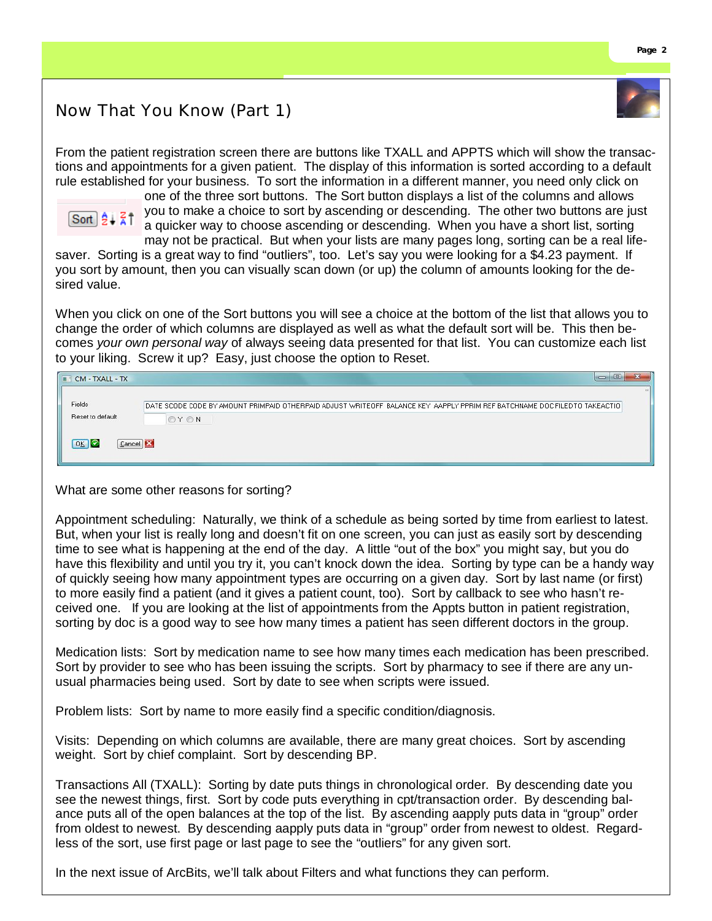## Now That You Know (Part 1)

From the patient registration screen there are buttons like TXALL and APPTS which will show the transactions and appointments for a given patient. The display of this information is sorted according to a default rule established for your business. To sort the information in a different manner, you need only click on one of the three sort buttons. The Sort button displays a list of the columns and allows you to make a choice to sort by ascending or descending. The other two buttons are just a quicker way to choose ascending or descending. When you have a short list, sorting may not be practical. But when your lists are many pages long, sorting can be a real lifesaver. Sorting is a great way to find "outliers", too. Let's say you were looking for a $4.23 payment. If you sort by amount, then you can visually scan down (or up) the column of amounts looking for the desired value.

When you click on one of the Sort buttons you will see a choice at the bottom of the list that allows you to change the order of which columns are displayed as well as what the default sort will be. This then becomes *your own personal way* of always seeing data presented for that list. You can customize each list to your liking. Screw it up? Easy, just choose the option to Reset.

What are some other reasons for sorting?

Appointment scheduling: Naturally, we think of a schedule as being sorted by time from earliest to latest. But, when your list is really long and doesn't fit on one screen, you can just as easily sort by descending time to see what is happening at the end of the day. A little "out of the box" you might say, but you do have this flexibility and until you try it, you can't knock down the idea. Sorting by type can be a handy way of quickly seeing how many appointment types are occurring on a given day. Sort by last name (or first) to more easily find a patient (and it gives a patient count, too). Sort by callback to see who hasn't received one. If you are looking at the list of appointments from the Appts button in patient registration, sorting by doc is a good way to see how many times a patient has seen different doctors in the group.

Medication lists: Sort by medication name to see how many times each medication has been prescribed. Sort by provider to see who has been issuing the scripts. Sort by pharmacy to see if there are any unusual pharmacies being used. Sort by date to see when scripts were issued.

Problem lists: Sort by name to more easily find a specific condition/diagnosis.

Visits: Depending on which columns are available, there are many great choices. Sort by ascending weight. Sort by chief complaint. Sort by descending BP.

Transactions All (TXALL): Sorting by date puts things in chronological order. By descending date you see the newest things, first. Sort by code puts everything in cpt/transaction order. By descending balance puts all of the open balances at the top of the list. By ascending aapply puts data in "group" order from oldest to newest. By descending aapply puts data in "group" order from newest to oldest. Regardless of the sort, use first page or last page to see the "outliers" for any given sort.

In the next issue of ArcBits, we'll talk about Filters and what functions they can perform.